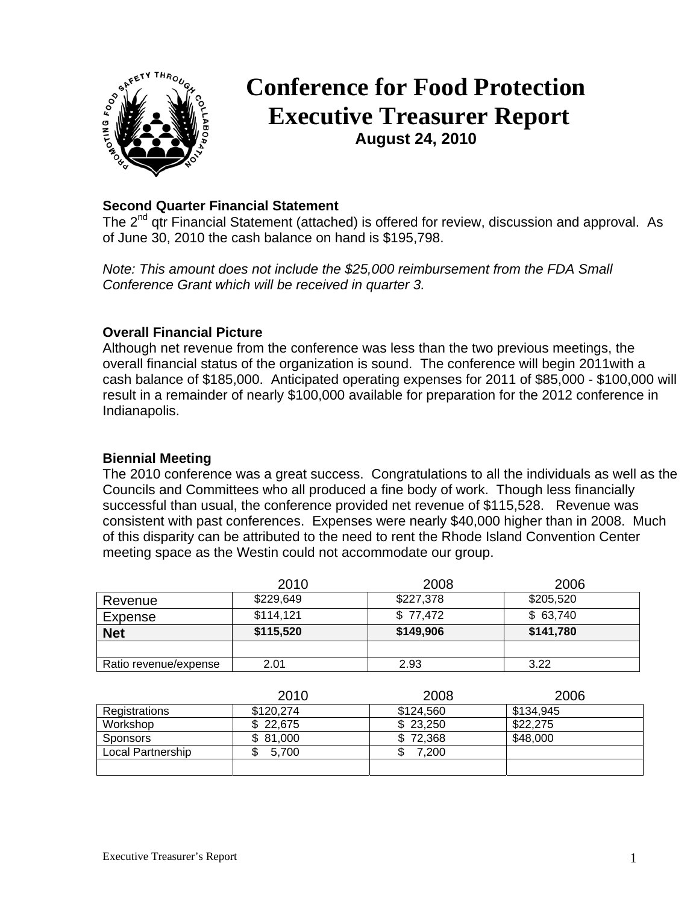# Conference for Food Protection
# Executive Treasurer Report

**August 24, 2010**

### Second Quarter Financial Statement

The 2[nd] qtr Financial Statement (attached) is offered for review, discussion and approval. As of June 30, 2010 the cash balance on hand is $195,798.

*Note: This amount does not include the $25,000 reimbursement from the FDA Small Conference Grant which will be received in quarter 3.*

### Overall Financial Picture

Although net revenue from the conference was less than the two previous meetings, the overall financial status of the organization is sound. The conference will begin 2011with a cash balance of $185,000. Anticipated operating expenses for 2011 of $85,000 - $100,000 will result in a remainder of nearly $100,000 available for preparation for the 2012 conference in Indianapolis.

### Biennial Meeting

The 2010 conference was a great success. Congratulations to all the individuals as well as the Councils and Committees who all produced a fine body of work. Though less financially successful than usual, the conference provided net revenue of $115,528. Revenue was consistent with past conferences. Expenses were nearly $40,000 higher than in 2008. Much of this disparity can be attributed to the need to rent the Rhode Island Convention Center meeting space as the Westin could not accommodate our group.

| | 2010 | 2008 | 2006 |
|---|---|---|---|
| Revenue | $229,649 | $227,378 | $205,520 |
| Expense | $114,121 | $ 77,472 | $ 63,740 |
| **Net** | **$115,520** | **$149,906** | **$141,780** |
| | | | |
| Ratio revenue/expense | 2.01 | 2.93 | 3.22 |

| | 2010 | 2008 | 2006 |
|---|---|---|---|
| Registrations | $120,274 | $124,560 | $134,945 |
| Workshop | $ 22,675 | $ 23,250 | $22,275 |
| Sponsors | $ 81,000 | $ 72,368 | $48,000 |
| Local Partnership | $ 5,700 | $ 7,200 | |
| | | | |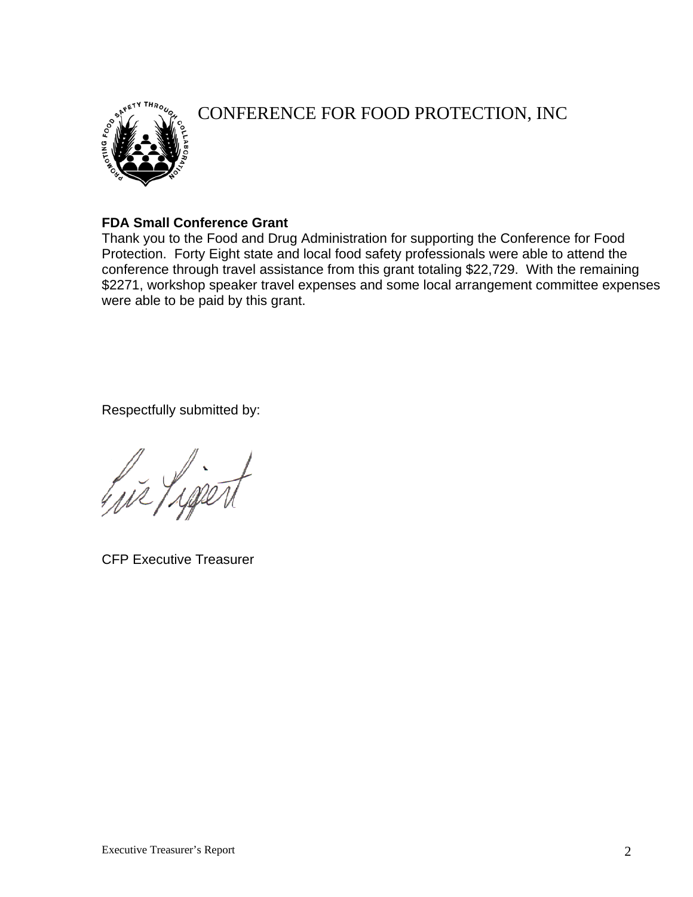CONFERENCE FOR FOOD PROTECTION, INC

**FDA Small Conference Grant**

Thank you to the Food and Drug Administration for supporting the Conference for Food Protection. Forty Eight state and local food safety professionals were able to attend the conference through travel assistance from this grant totaling $22,729. With the remaining $2271, workshop speaker travel expenses and some local arrangement committee expenses were able to be paid by this grant.

Respectfully submitted by:

CFP Executive Treasurer